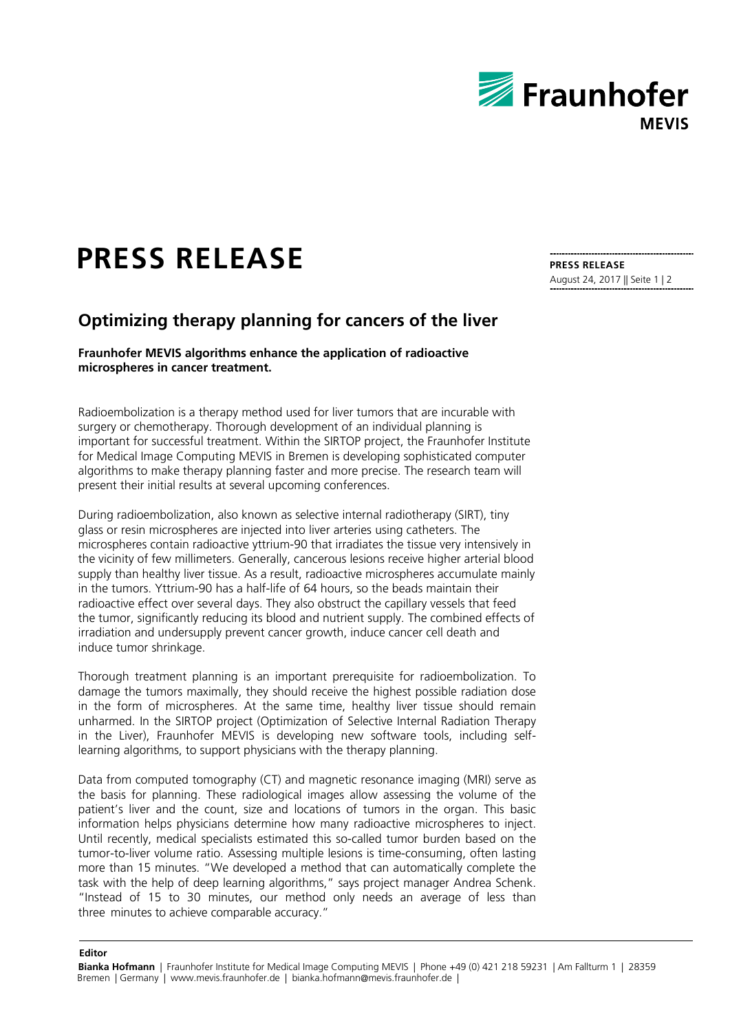# PRESS RELEASE

**PRESS RELEASE**
August 24, 2017

## Optimizing therapy planning for cancers of the liver

**Fraunhofer MEVIS algorithms enhance the application of radioactive microspheres in cancer treatment.**

Radioembolization is a therapy method used for liver tumors that are incurable with surgery or chemotherapy. Thorough development of an individual planning is important for successful treatment. Within the SIRTOP project, the Fraunhofer Institute for Medical Image Computing MEVIS in Bremen is developing sophisticated computer algorithms to make therapy planning faster and more precise. The research team will present their initial results at several upcoming conferences.

During radioembolization, also known as selective internal radiotherapy (SIRT), tiny glass or resin microspheres are injected into liver arteries using catheters. The microspheres contain radioactive yttrium-90 that irradiates the tissue very intensively in the vicinity of few millimeters. Generally, cancerous lesions receive higher arterial blood supply than healthy liver tissue. As a result, radioactive microspheres accumulate mainly in the tumors. Yttrium-90 has a half-life of 64 hours, so the beads maintain their radioactive effect over several days. They also obstruct the capillary vessels that feed the tumor, significantly reducing its blood and nutrient supply. The combined effects of irradiation and undersupply prevent cancer growth, induce cancer cell death and induce tumor shrinkage.

Thorough treatment planning is an important prerequisite for radioembolization. To damage the tumors maximally, they should receive the highest possible radiation dose in the form of microspheres. At the same time, healthy liver tissue should remain unharmed. In the SIRTOP project (Optimization of Selective Internal Radiation Therapy in the Liver), Fraunhofer MEVIS is developing new software tools, including self-learning algorithms, to support physicians with the therapy planning.

Data from computed tomography (CT) and magnetic resonance imaging (MRI) serve as the basis for planning. These radiological images allow assessing the volume of the patient's liver and the count, size and locations of tumors in the organ. This basic information helps physicians determine how many radioactive microspheres to inject. Until recently, medical specialists estimated this so-called tumor burden based on the tumor-to-liver volume ratio. Assessing multiple lesions is time-consuming, often lasting more than 15 minutes. "We developed a method that can automatically complete the task with the help of deep learning algorithms," says project manager Andrea Schenk. "Instead of 15 to 30 minutes, our method only needs an average of less than three minutes to achieve comparable accuracy."

**Editor**

**Bianka Hofmann** | Fraunhofer Institute for Medical Image Computing MEVIS | Phone +49 (0) 421 218 59231 | Am Fallturm 1 | 28359 Bremen | Germany | www.mevis.fraunhofer.de | bianka.hofmann@mevis.fraunhofer.de |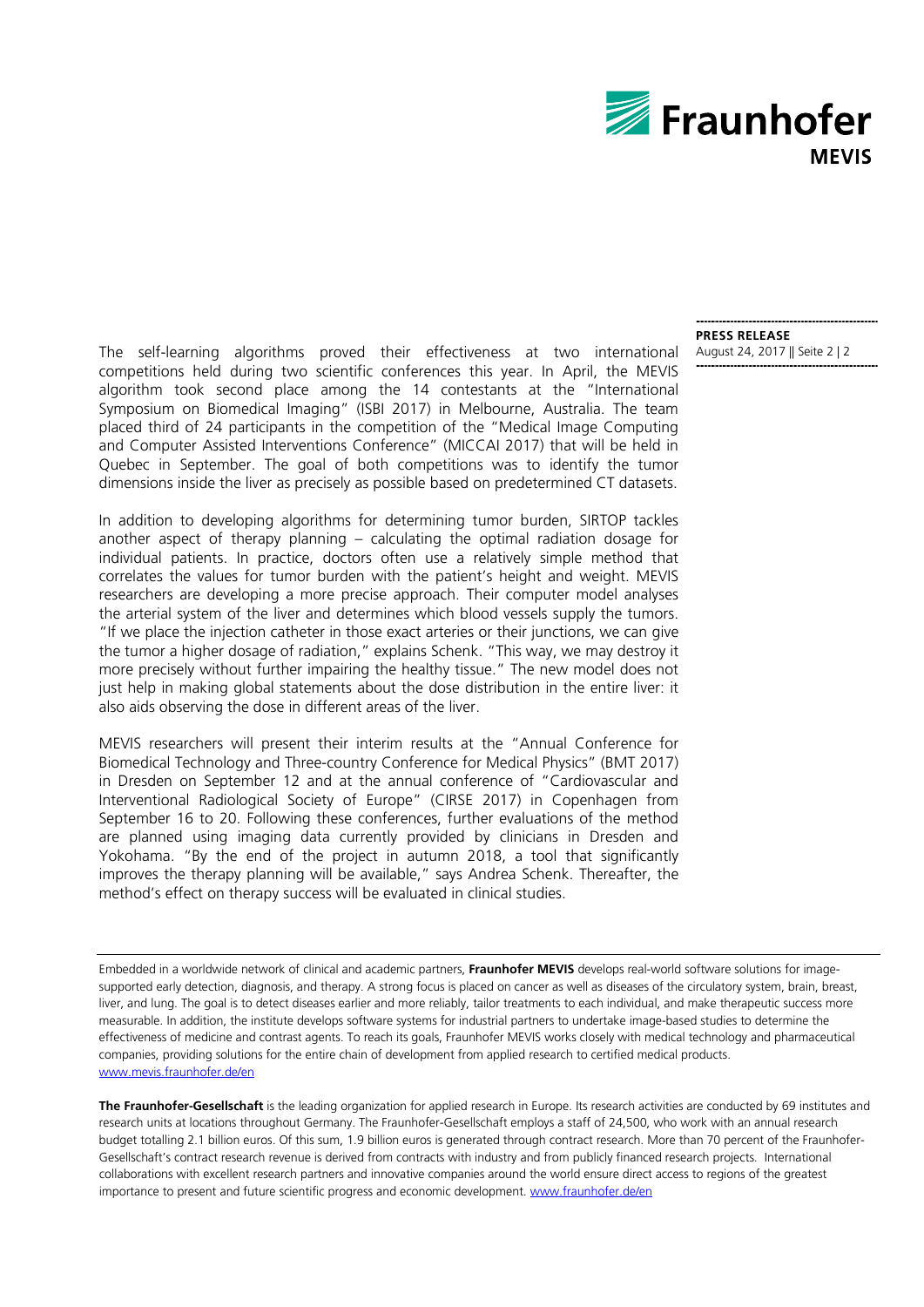The self-learning algorithms proved their effectiveness at two international competitions held during two scientific conferences this year. In April, the MEVIS algorithm took second place among the 14 contestants at the "International Symposium on Biomedical Imaging" (ISBI 2017) in Melbourne, Australia. The team placed third of 24 participants in the competition of the "Medical Image Computing and Computer Assisted Interventions Conference" (MICCAI 2017) that will be held in Quebec in September. The goal of both competitions was to identify the tumor dimensions inside the liver as precisely as possible based on predetermined CT datasets.

In addition to developing algorithms for determining tumor burden, SIRTOP tackles another aspect of therapy planning – calculating the optimal radiation dosage for individual patients. In practice, doctors often use a relatively simple method that correlates the values for tumor burden with the patient's height and weight. MEVIS researchers are developing a more precise approach. Their computer model analyses the arterial system of the liver and determines which blood vessels supply the tumors. "If we place the injection catheter in those exact arteries or their junctions, we can give the tumor a higher dosage of radiation," explains Schenk. "This way, we may destroy it more precisely without further impairing the healthy tissue." The new model does not just help in making global statements about the dose distribution in the entire liver: it also aids observing the dose in different areas of the liver.

MEVIS researchers will present their interim results at the "Annual Conference for Biomedical Technology and Three-country Conference for Medical Physics" (BMT 2017) in Dresden on September 12 and at the annual conference of "Cardiovascular and Interventional Radiological Society of Europe" (CIRSE 2017) in Copenhagen from September 16 to 20. Following these conferences, further evaluations of the method are planned using imaging data currently provided by clinicians in Dresden and Yokohama. "By the end of the project in autumn 2018, a tool that significantly improves the therapy planning will be available," says Andrea Schenk. Thereafter, the method's effect on therapy success will be evaluated in clinical studies.

---

Embedded in a worldwide network of clinical and academic partners, **Fraunhofer MEVIS** develops real-world software solutions for image-supported early detection, diagnosis, and therapy. A strong focus is placed on cancer as well as diseases of the circulatory system, brain, breast, liver, and lung. The goal is to detect diseases earlier and more reliably, tailor treatments to each individual, and make therapeutic success more measurable. In addition, the institute develops software systems for industrial partners to undertake image-based studies to determine the effectiveness of medicine and contrast agents. To reach its goals, Fraunhofer MEVIS works closely with medical technology and pharmaceutical companies, providing solutions for the entire chain of development from applied research to certified medical products.
www.mevis.fraunhofer.de/en

**The Fraunhofer-Gesellschaft** is the leading organization for applied research in Europe. Its research activities are conducted by 69 institutes and research units at locations throughout Germany. The Fraunhofer-Gesellschaft employs a staff of 24,500, who work with an annual research budget totalling 2.1 billion euros. Of this sum, 1.9 billion euros is generated through contract research. More than 70 percent of the Fraunhofer-Gesellschaft's contract research revenue is derived from contracts with industry and from publicly financed research projects. International collaborations with excellent research partners and innovative companies around the world ensure direct access to regions of the greatest importance to present and future scientific progress and economic development. www.fraunhofer.de/en